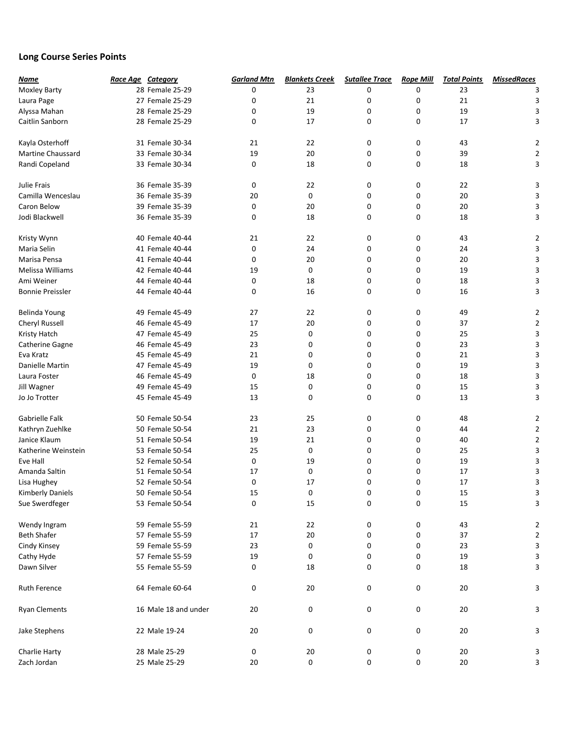## Long Course Series Points

| Name | Race Age | Category | Garland Mtn | Blankets Creek | Sutallee Trace | Rope Mill | Total Points | MissedRaces |
|---|---|---|---|---|---|---|---|---|
| Moxley Barty | 28 | Female 25-29 | 0 | 23 | 0 | 0 | 23 | 3 |
| Laura Page | 27 | Female 25-29 | 0 | 21 | 0 | 0 | 21 | 3 |
| Alyssa Mahan | 28 | Female 25-29 | 0 | 19 | 0 | 0 | 19 | 3 |
| Caitlin Sanborn | 28 | Female 25-29 | 0 | 17 | 0 | 0 | 17 | 3 |
| | | | | | | | | |
| Kayla Osterhoff | 31 | Female 30-34 | 21 | 22 | 0 | 0 | 43 | 2 |
| Martine Chaussard | 33 | Female 30-34 | 19 | 20 | 0 | 0 | 39 | 2 |
| Randi Copeland | 33 | Female 30-34 | 0 | 18 | 0 | 0 | 18 | 3 |
| | | | | | | | | |
| Julie Frais | 36 | Female 35-39 | 0 | 22 | 0 | 0 | 22 | 3 |
| Camilla Wenceslau | 36 | Female 35-39 | 20 | 0 | 0 | 0 | 20 | 3 |
| Caron Below | 39 | Female 35-39 | 0 | 20 | 0 | 0 | 20 | 3 |
| Jodi Blackwell | 36 | Female 35-39 | 0 | 18 | 0 | 0 | 18 | 3 |
| | | | | | | | | |
| Kristy Wynn | 40 | Female 40-44 | 21 | 22 | 0 | 0 | 43 | 2 |
| Maria Selin | 41 | Female 40-44 | 0 | 24 | 0 | 0 | 24 | 3 |
| Marisa Pensa | 41 | Female 40-44 | 0 | 20 | 0 | 0 | 20 | 3 |
| Melissa Williams | 42 | Female 40-44 | 19 | 0 | 0 | 0 | 19 | 3 |
| Ami Weiner | 44 | Female 40-44 | 0 | 18 | 0 | 0 | 18 | 3 |
| Bonnie Preissler | 44 | Female 40-44 | 0 | 16 | 0 | 0 | 16 | 3 |
| | | | | | | | | |
| Belinda Young | 49 | Female 45-49 | 27 | 22 | 0 | 0 | 49 | 2 |
| Cheryl Russell | 46 | Female 45-49 | 17 | 20 | 0 | 0 | 37 | 2 |
| Kristy Hatch | 47 | Female 45-49 | 25 | 0 | 0 | 0 | 25 | 3 |
| Catherine Gagne | 46 | Female 45-49 | 23 | 0 | 0 | 0 | 23 | 3 |
| Eva Kratz | 45 | Female 45-49 | 21 | 0 | 0 | 0 | 21 | 3 |
| Danielle Martin | 47 | Female 45-49 | 19 | 0 | 0 | 0 | 19 | 3 |
| Laura Foster | 46 | Female 45-49 | 0 | 18 | 0 | 0 | 18 | 3 |
| Jill Wagner | 49 | Female 45-49 | 15 | 0 | 0 | 0 | 15 | 3 |
| Jo Jo Trotter | 45 | Female 45-49 | 13 | 0 | 0 | 0 | 13 | 3 |
| | | | | | | | | |
| Gabrielle Falk | 50 | Female 50-54 | 23 | 25 | 0 | 0 | 48 | 2 |
| Kathryn Zuehlke | 50 | Female 50-54 | 21 | 23 | 0 | 0 | 44 | 2 |
| Janice Klaum | 51 | Female 50-54 | 19 | 21 | 0 | 0 | 40 | 2 |
| Katherine Weinstein | 53 | Female 50-54 | 25 | 0 | 0 | 0 | 25 | 3 |
| Eve Hall | 52 | Female 50-54 | 0 | 19 | 0 | 0 | 19 | 3 |
| Amanda Saltin | 51 | Female 50-54 | 17 | 0 | 0 | 0 | 17 | 3 |
| Lisa Hughey | 52 | Female 50-54 | 0 | 17 | 0 | 0 | 17 | 3 |
| Kimberly Daniels | 50 | Female 50-54 | 15 | 0 | 0 | 0 | 15 | 3 |
| Sue Swerdfeger | 53 | Female 50-54 | 0 | 15 | 0 | 0 | 15 | 3 |
| | | | | | | | | |
| Wendy Ingram | 59 | Female 55-59 | 21 | 22 | 0 | 0 | 43 | 2 |
| Beth Shafer | 57 | Female 55-59 | 17 | 20 | 0 | 0 | 37 | 2 |
| Cindy Kinsey | 59 | Female 55-59 | 23 | 0 | 0 | 0 | 23 | 3 |
| Cathy Hyde | 57 | Female 55-59 | 19 | 0 | 0 | 0 | 19 | 3 |
| Dawn Silver | 55 | Female 55-59 | 0 | 18 | 0 | 0 | 18 | 3 |
| | | | | | | | | |
| Ruth Ference | 64 | Female 60-64 | 0 | 20 | 0 | 0 | 20 | 3 |
| | | | | | | | | |
| Ryan Clements | 16 | Male 18 and under | 20 | 0 | 0 | 0 | 20 | 3 |
| | | | | | | | | |
| Jake Stephens | 22 | Male 19-24 | 20 | 0 | 0 | 0 | 20 | 3 |
| | | | | | | | | |
| Charlie Harty | 28 | Male 25-29 | 0 | 20 | 0 | 0 | 20 | 3 |
| Zach Jordan | 25 | Male 25-29 | 20 | 0 | 0 | 0 | 20 | 3 |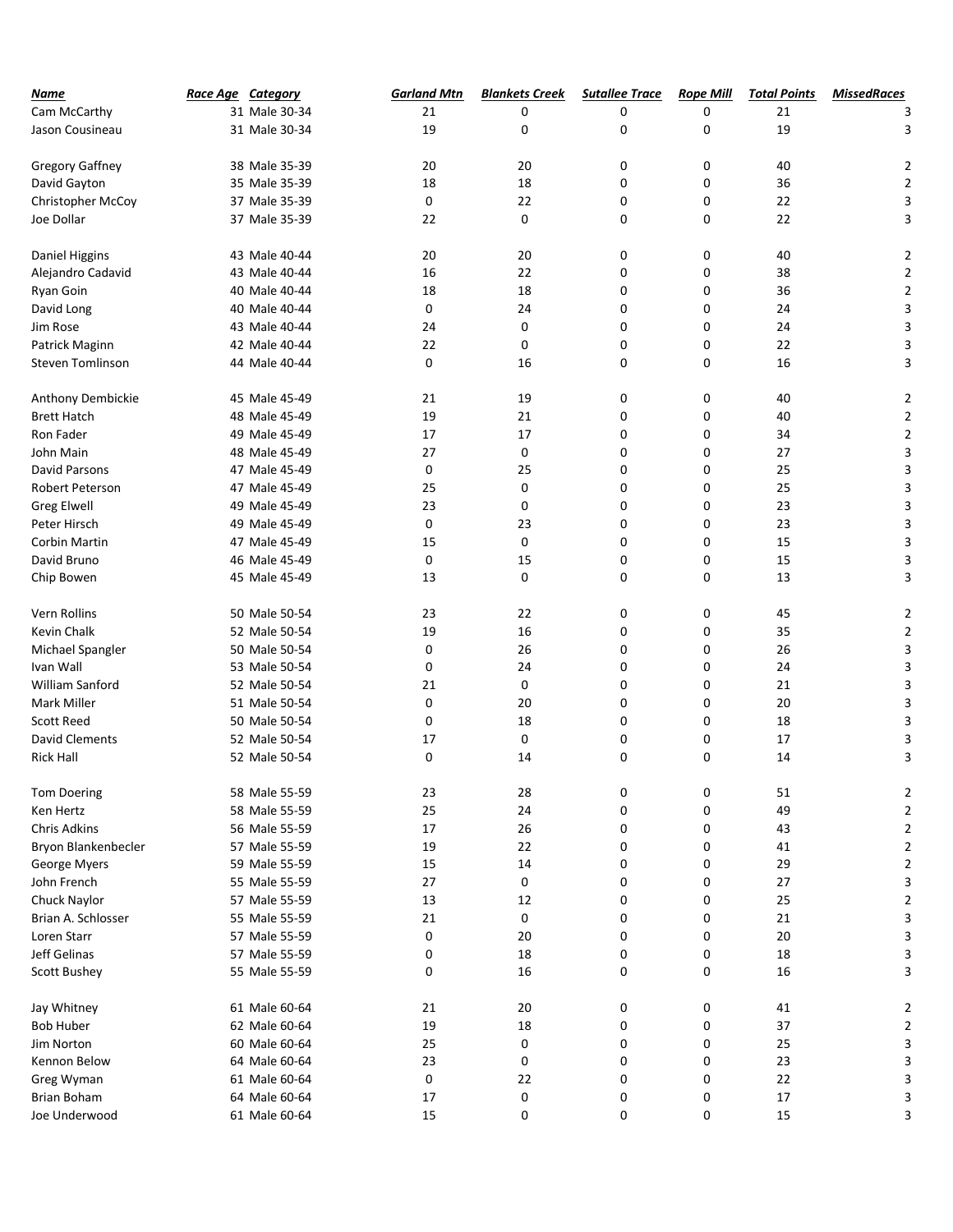| ***Name*** | ***Race Age*** | ***Category*** | ***Garland Mtn*** | ***Blankets Creek*** | ***Sutallee Trace*** | ***Rope Mill*** | ***Total Points*** | ***MissedRaces*** |
|---|---|---|---|---|---|---|---|---|
| Cam McCarthy | 31 | Male 30-34 | 21 | 0 | 0 | 0 | 21 | 3 |
| Jason Cousineau | 31 | Male 30-34 | 19 | 0 | 0 | 0 | 19 | 3 |
| | | | | | | | | |
| Gregory Gaffney | 38 | Male 35-39 | 20 | 20 | 0 | 0 | 40 | 2 |
| David Gayton | 35 | Male 35-39 | 18 | 18 | 0 | 0 | 36 | 2 |
| Christopher McCoy | 37 | Male 35-39 | 0 | 22 | 0 | 0 | 22 | 3 |
| Joe Dollar | 37 | Male 35-39 | 22 | 0 | 0 | 0 | 22 | 3 |
| | | | | | | | | |
| Daniel Higgins | 43 | Male 40-44 | 20 | 20 | 0 | 0 | 40 | 2 |
| Alejandro Cadavid | 43 | Male 40-44 | 16 | 22 | 0 | 0 | 38 | 2 |
| Ryan Goin | 40 | Male 40-44 | 18 | 18 | 0 | 0 | 36 | 2 |
| David Long | 40 | Male 40-44 | 0 | 24 | 0 | 0 | 24 | 3 |
| Jim Rose | 43 | Male 40-44 | 24 | 0 | 0 | 0 | 24 | 3 |
| Patrick Maginn | 42 | Male 40-44 | 22 | 0 | 0 | 0 | 22 | 3 |
| Steven Tomlinson | 44 | Male 40-44 | 0 | 16 | 0 | 0 | 16 | 3 |
| | | | | | | | | |
| Anthony Dembickie | 45 | Male 45-49 | 21 | 19 | 0 | 0 | 40 | 2 |
| Brett Hatch | 48 | Male 45-49 | 19 | 21 | 0 | 0 | 40 | 2 |
| Ron Fader | 49 | Male 45-49 | 17 | 17 | 0 | 0 | 34 | 2 |
| John Main | 48 | Male 45-49 | 27 | 0 | 0 | 0 | 27 | 3 |
| David Parsons | 47 | Male 45-49 | 0 | 25 | 0 | 0 | 25 | 3 |
| Robert Peterson | 47 | Male 45-49 | 25 | 0 | 0 | 0 | 25 | 3 |
| Greg Elwell | 49 | Male 45-49 | 23 | 0 | 0 | 0 | 23 | 3 |
| Peter Hirsch | 49 | Male 45-49 | 0 | 23 | 0 | 0 | 23 | 3 |
| Corbin Martin | 47 | Male 45-49 | 15 | 0 | 0 | 0 | 15 | 3 |
| David Bruno | 46 | Male 45-49 | 0 | 15 | 0 | 0 | 15 | 3 |
| Chip Bowen | 45 | Male 45-49 | 13 | 0 | 0 | 0 | 13 | 3 |
| | | | | | | | | |
| Vern Rollins | 50 | Male 50-54 | 23 | 22 | 0 | 0 | 45 | 2 |
| Kevin Chalk | 52 | Male 50-54 | 19 | 16 | 0 | 0 | 35 | 2 |
| Michael Spangler | 50 | Male 50-54 | 0 | 26 | 0 | 0 | 26 | 3 |
| Ivan Wall | 53 | Male 50-54 | 0 | 24 | 0 | 0 | 24 | 3 |
| William Sanford | 52 | Male 50-54 | 21 | 0 | 0 | 0 | 21 | 3 |
| Mark Miller | 51 | Male 50-54 | 0 | 20 | 0 | 0 | 20 | 3 |
| Scott Reed | 50 | Male 50-54 | 0 | 18 | 0 | 0 | 18 | 3 |
| David Clements | 52 | Male 50-54 | 17 | 0 | 0 | 0 | 17 | 3 |
| Rick Hall | 52 | Male 50-54 | 0 | 14 | 0 | 0 | 14 | 3 |
| | | | | | | | | |
| Tom Doering | 58 | Male 55-59 | 23 | 28 | 0 | 0 | 51 | 2 |
| Ken Hertz | 58 | Male 55-59 | 25 | 24 | 0 | 0 | 49 | 2 |
| Chris Adkins | 56 | Male 55-59 | 17 | 26 | 0 | 0 | 43 | 2 |
| Bryon Blankenbecler | 57 | Male 55-59 | 19 | 22 | 0 | 0 | 41 | 2 |
| George Myers | 59 | Male 55-59 | 15 | 14 | 0 | 0 | 29 | 2 |
| John French | 55 | Male 55-59 | 27 | 0 | 0 | 0 | 27 | 3 |
| Chuck Naylor | 57 | Male 55-59 | 13 | 12 | 0 | 0 | 25 | 2 |
| Brian A. Schlosser | 55 | Male 55-59 | 21 | 0 | 0 | 0 | 21 | 3 |
| Loren Starr | 57 | Male 55-59 | 0 | 20 | 0 | 0 | 20 | 3 |
| Jeff Gelinas | 57 | Male 55-59 | 0 | 18 | 0 | 0 | 18 | 3 |
| Scott Bushey | 55 | Male 55-59 | 0 | 16 | 0 | 0 | 16 | 3 |
| | | | | | | | | |
| Jay Whitney | 61 | Male 60-64 | 21 | 20 | 0 | 0 | 41 | 2 |
| Bob Huber | 62 | Male 60-64 | 19 | 18 | 0 | 0 | 37 | 2 |
| Jim Norton | 60 | Male 60-64 | 25 | 0 | 0 | 0 | 25 | 3 |
| Kennon Below | 64 | Male 60-64 | 23 | 0 | 0 | 0 | 23 | 3 |
| Greg Wyman | 61 | Male 60-64 | 0 | 22 | 0 | 0 | 22 | 3 |
| Brian Boham | 64 | Male 60-64 | 17 | 0 | 0 | 0 | 17 | 3 |
| Joe Underwood | 61 | Male 60-64 | 15 | 0 | 0 | 0 | 15 | 3 |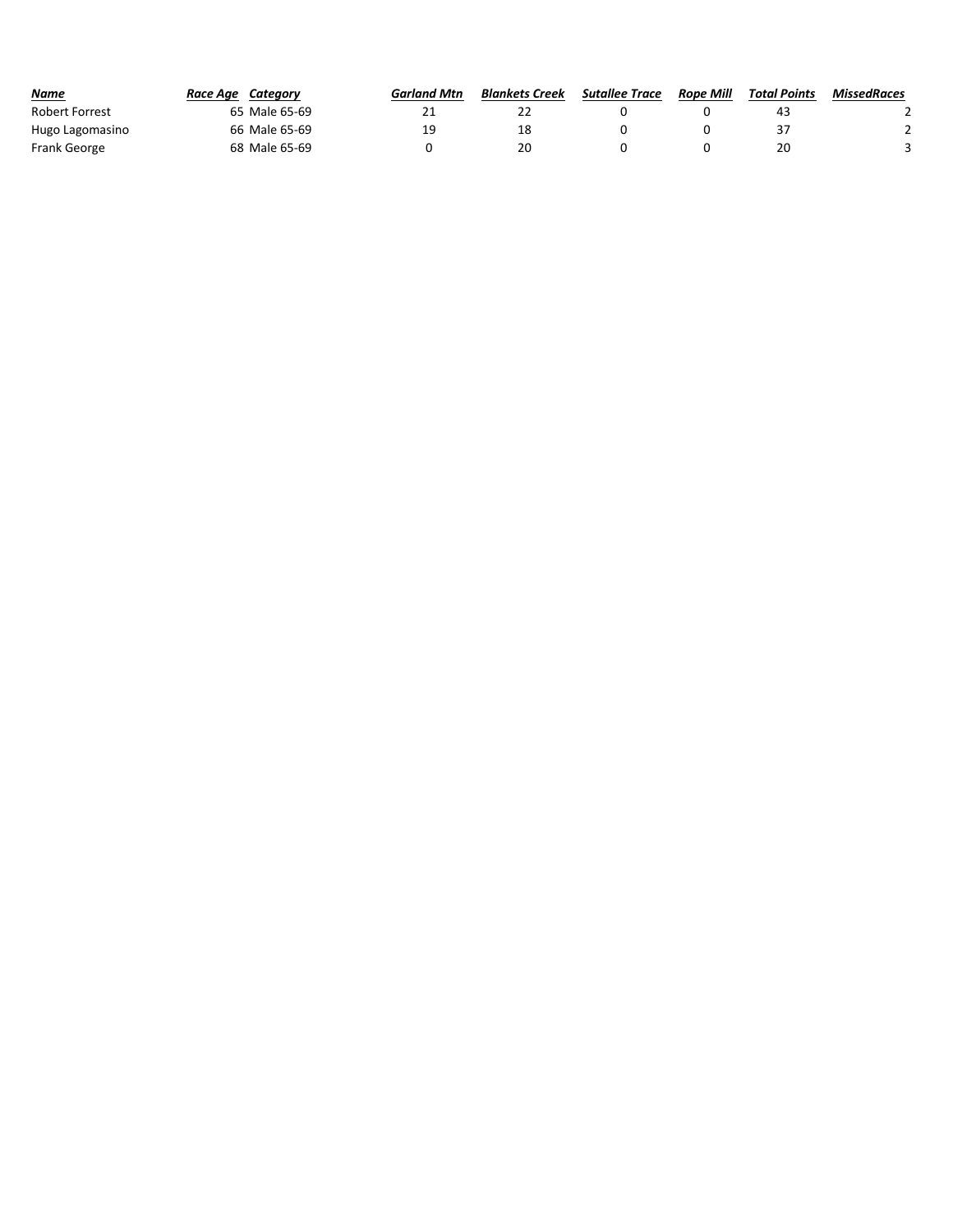| ***Name*** | ***Race Age*** | ***Category*** | ***Garland Mtn*** | ***Blankets Creek*** | ***Sutallee Trace*** | ***Rope Mill*** | ***Total Points*** | ***MissedRaces*** |
|---|---|---|---|---|---|---|---|---|
| Robert Forrest | 65 | Male 65-69 | 21 | 22 | 0 | 0 | 43 | 2 |
| Hugo Lagomasino | 66 | Male 65-69 | 19 | 18 | 0 | 0 | 37 | 2 |
| Frank George | 68 | Male 65-69 | 0 | 20 | 0 | 0 | 20 | 3 |